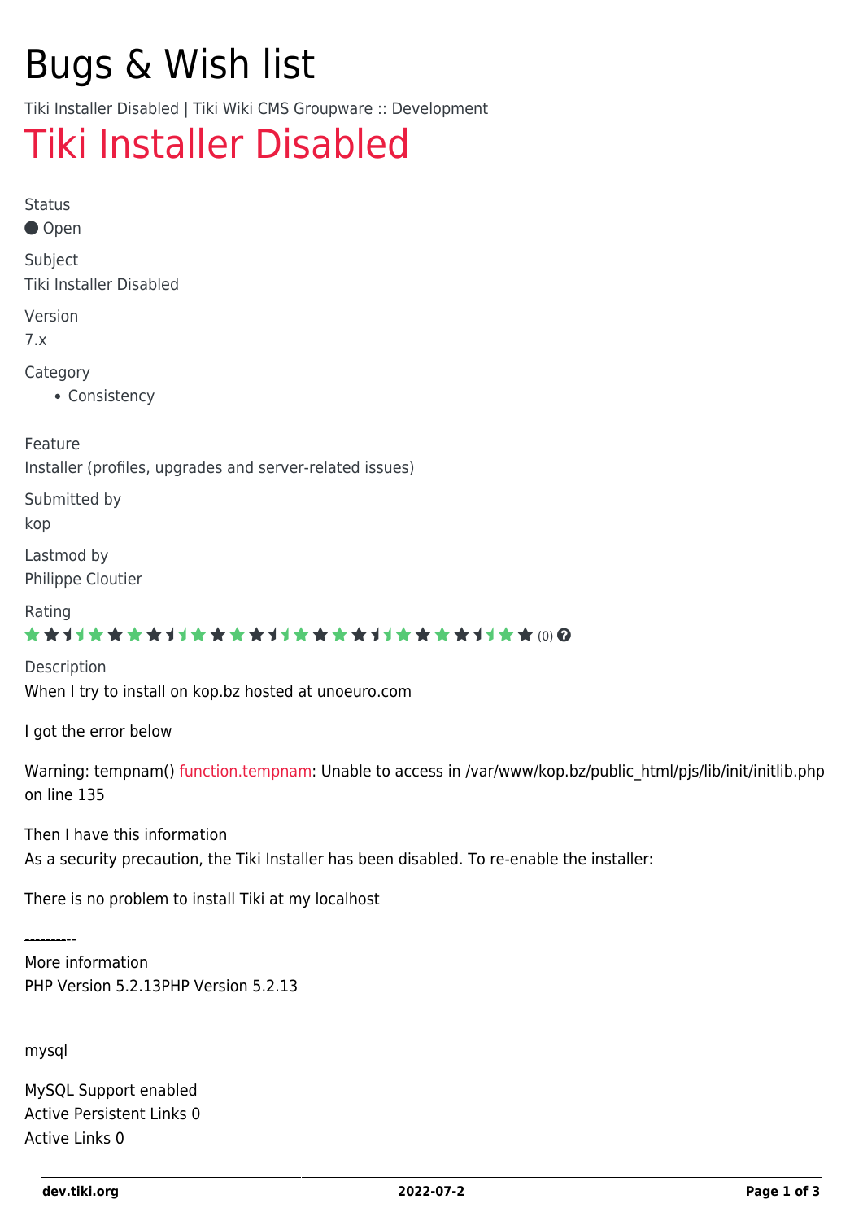# Bugs & Wish list

Tiki Installer Disabled | Tiki Wiki CMS Groupware :: Development

# Tiki Installer Disabled

Status

Open

Subject

Tiki Installer Disabled

Version

7.x

Category

- Consistency

Feature

Installer (profiles, upgrades and server-related issues)

Submitted by

kop

Lastmod by

Philippe Cloutier

Rating

(0)

Description

When I try to install on kop.bz hosted at unoeuro.com

I got the error below

Warning: tempnam() function.tempnam: Unable to access in /var/www/kop.bz/public_html/pjs/lib/init/initlib.php on line 135

Then I have this information

As a security precaution, the Tiki Installer has been disabled. To re-enable the installer:

There is no problem to install Tiki at my localhost

----------

More information

PHP Version 5.2.13PHP Version 5.2.13

mysql

MySQL Support enabled

Active Persistent Links 0

Active Links 0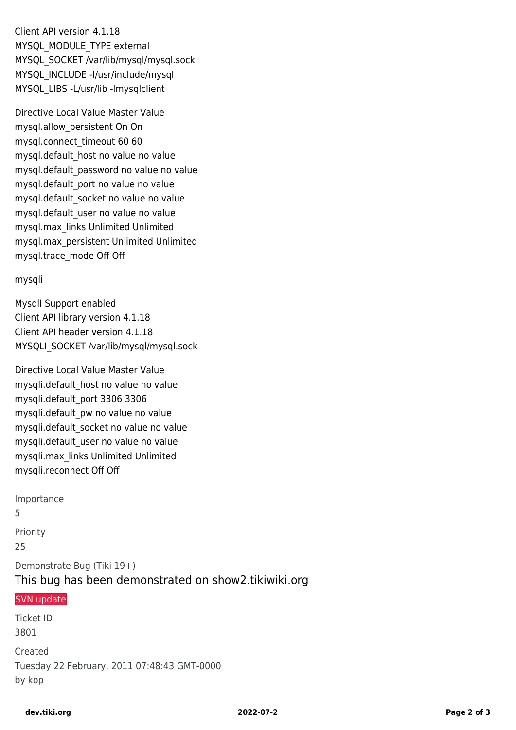Client API version 4.1.18
MYSQL_MODULE_TYPE external
MYSQL_SOCKET /var/lib/mysql/mysql.sock
MYSQL_INCLUDE -I/usr/include/mysql
MYSQL_LIBS -L/usr/lib -lmysqlclient

Directive Local Value Master Value
mysql.allow_persistent On On
mysql.connect_timeout 60 60
mysql.default_host no value no value
mysql.default_password no value no value
mysql.default_port no value no value
mysql.default_socket no value no value
mysql.default_user no value no value
mysql.max_links Unlimited Unlimited
mysql.max_persistent Unlimited Unlimited
mysql.trace_mode Off Off

mysqli

MysqlI Support enabled
Client API library version 4.1.18
Client API header version 4.1.18
MYSQLI_SOCKET /var/lib/mysql/mysql.sock

Directive Local Value Master Value
mysqli.default_host no value no value
mysqli.default_port 3306 3306
mysqli.default_pw no value no value
mysqli.default_socket no value no value
mysqli.default_user no value no value
mysqli.max_links Unlimited Unlimited
mysqli.reconnect Off Off

Importance
5

Priority
25

Demonstrate Bug (Tiki 19+)
This bug has been demonstrated on show2.tikiwiki.org

SVN update

Ticket ID
3801

Created
Tuesday 22 February, 2011 07:48:43 GMT-0000
by kop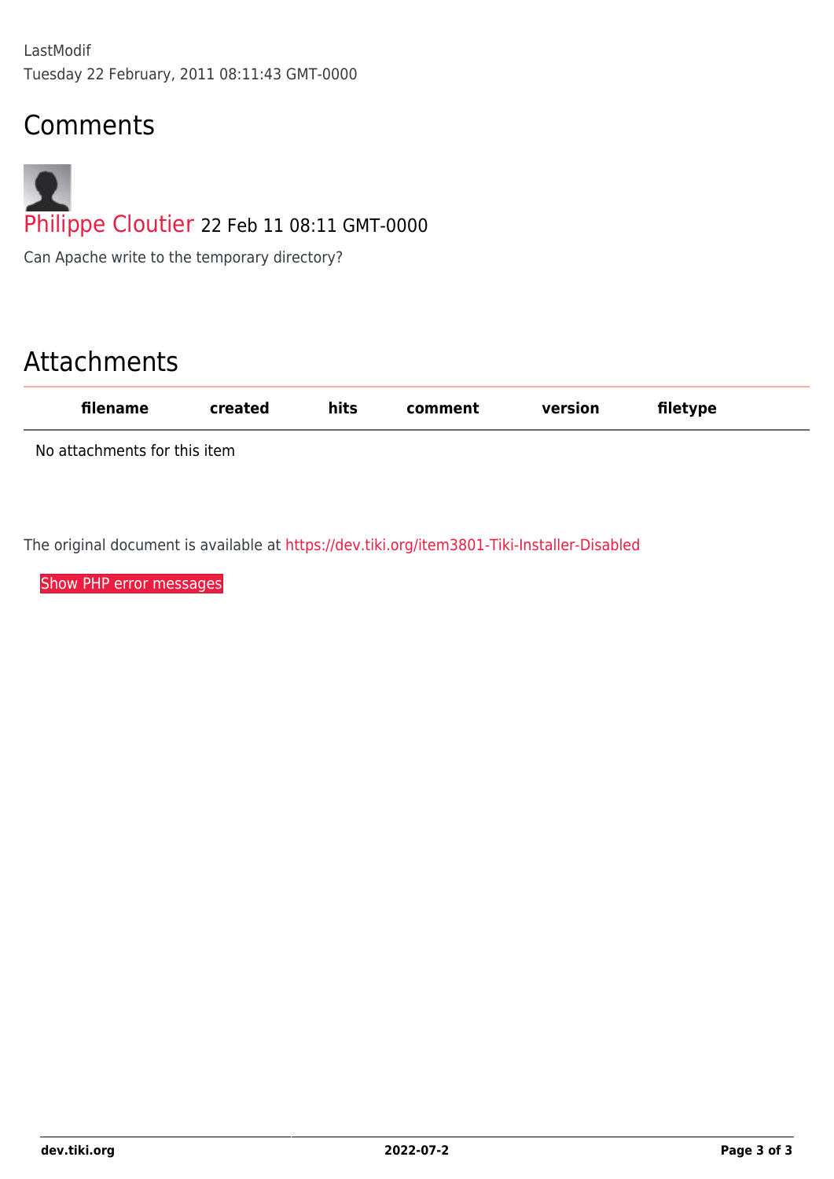LastModif

Tuesday 22 February, 2011 08:11:43 GMT-0000

## Comments

Philippe Cloutier 22 Feb 11 08:11 GMT-0000

Can Apache write to the temporary directory?

## Attachments

| filename | created | hits | comment | version | filetype |
| --- | --- | --- | --- | --- | --- |
| No attachments for this item | | | | | |

The original document is available at https://dev.tiki.org/item3801-Tiki-Installer-Disabled

Show PHP error messages